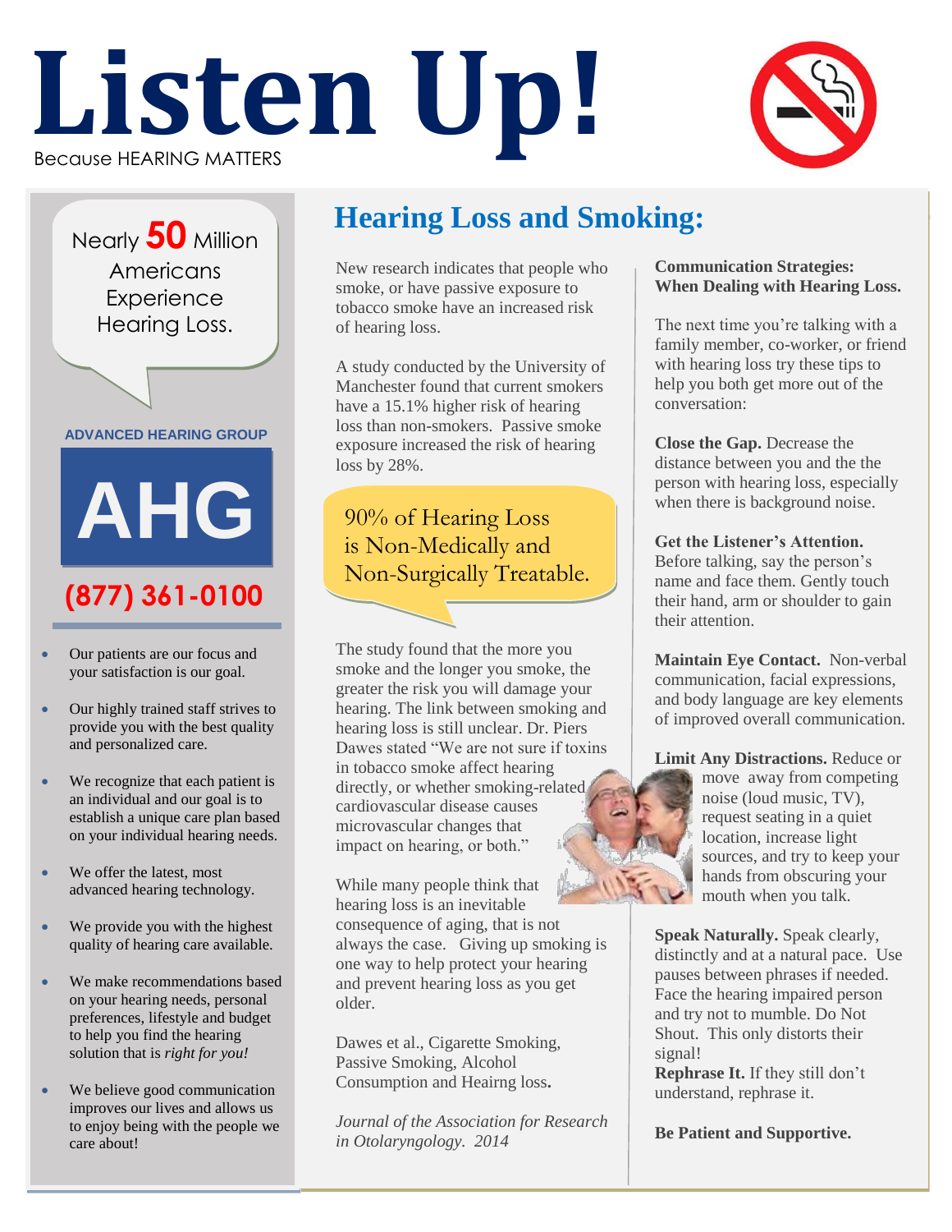# Listen Up!

Because HEARING MATTERS

Nearly **50** Million Americans Experience Hearing Loss.

**ADVANCED HEARING GROUP**

**AHG**

**(877) 361-0100**

- Our patients are our focus and your satisfaction is our goal.
- Our highly trained staff strives to provide you with the best quality and personalized care.
- We recognize that each patient is an individual and our goal is to establish a unique care plan based on your individual hearing needs.
- We offer the latest, most advanced hearing technology.
- We provide you with the highest quality of hearing care available.
- We make recommendations based on your hearing needs, personal preferences, lifestyle and budget to help you find the hearing solution that is *right for you!*
- We believe good communication improves our lives and allows us to enjoy being with the people we care about!

## Hearing Loss and Smoking:

New research indicates that people who smoke, or have passive exposure to tobacco smoke have an increased risk of hearing loss.

A study conducted by the University of Manchester found that current smokers have a 15.1% higher risk of hearing loss than non-smokers. Passive smoke exposure increased the risk of hearing loss by 28%.

90% of Hearing Loss is Non-Medically and Non-Surgically Treatable.

The study found that the more you smoke and the longer you smoke, the greater the risk you will damage your hearing. The link between smoking and hearing loss is still unclear. Dr. Piers Dawes stated "We are not sure if toxins in tobacco smoke affect hearing directly, or whether smoking-related cardiovascular disease causes microvascular changes that impact on hearing, or both."

While many people think that hearing loss is an inevitable consequence of aging, that is not always the case. Giving up smoking is one way to help protect your hearing and prevent hearing loss as you get older.

Dawes et al., Cigarette Smoking, Passive Smoking, Alcohol Consumption and Heairng loss.

*Journal of the Association for Research in Otolaryngology. 2014*

**Communication Strategies: When Dealing with Hearing Loss.**

The next time you're talking with a family member, co-worker, or friend with hearing loss try these tips to help you both get more out of the conversation:

**Close the Gap.** Decrease the distance between you and the the person with hearing loss, especially when there is background noise.

**Get the Listener's Attention.** Before talking, say the person's name and face them. Gently touch their hand, arm or shoulder to gain their attention.

**Maintain Eye Contact.** Non-verbal communication, facial expressions, and body language are key elements of improved overall communication.

**Limit Any Distractions.** Reduce or move away from competing noise (loud music, TV), request seating in a quiet location, increase light sources, and try to keep your hands from obscuring your mouth when you talk.

**Speak Naturally.** Speak clearly, distinctly and at a natural pace. Use pauses between phrases if needed. Face the hearing impaired person and try not to mumble. Do Not Shout. This only distorts their signal!

**Rephrase It.** If they still don't understand, rephrase it.

**Be Patient and Supportive.**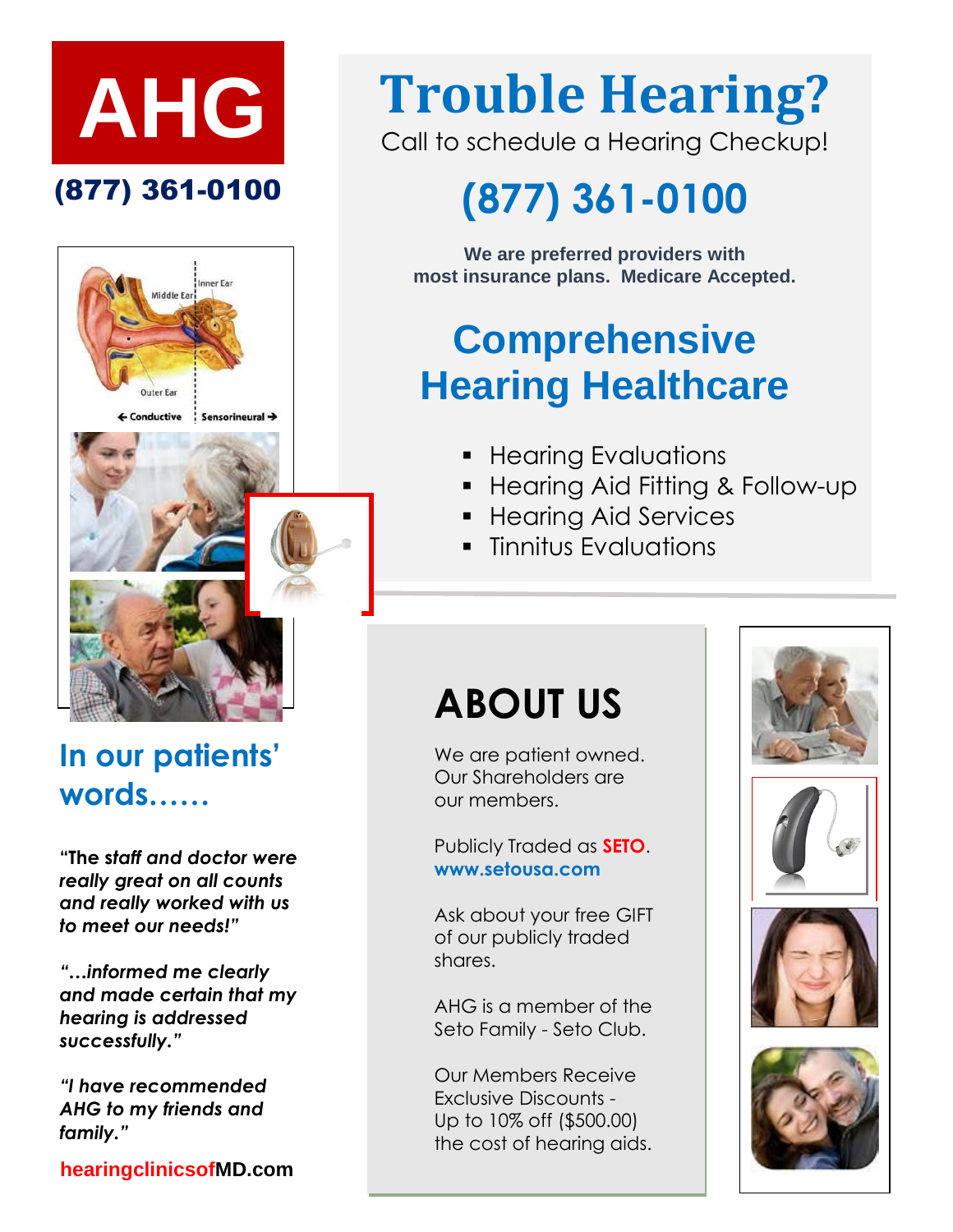# AHG

**(877) 361-0100**

# Trouble Hearing?

Call to schedule a Hearing Checkup!

## (877) 361-0100

**We are preferred providers with most insurance plans. Medicare Accepted.**

## Comprehensive Hearing Healthcare

- Hearing Evaluations
- Hearing Aid Fitting & Follow-up
- Hearing Aid Services
- Tinnitus Evaluations

## In our patients' words……

***"The staff and doctor were really great on all counts and really worked with us to meet our needs!"***

***"…informed me clearly and made certain that my hearing is addressed successfully."***

***"I have recommended AHG to my friends and family."***

**hearingclinicsofMD.com**

## ABOUT US

We are patient owned. Our Shareholders are our members.

Publicly Traded as **SETO**.
**www.setousa.com**

Ask about your free GIFT of our publicly traded shares.

AHG is a member of the Seto Family - Seto Club.

Our Members Receive Exclusive Discounts - Up to 10% off ($500.00) the cost of hearing aids.